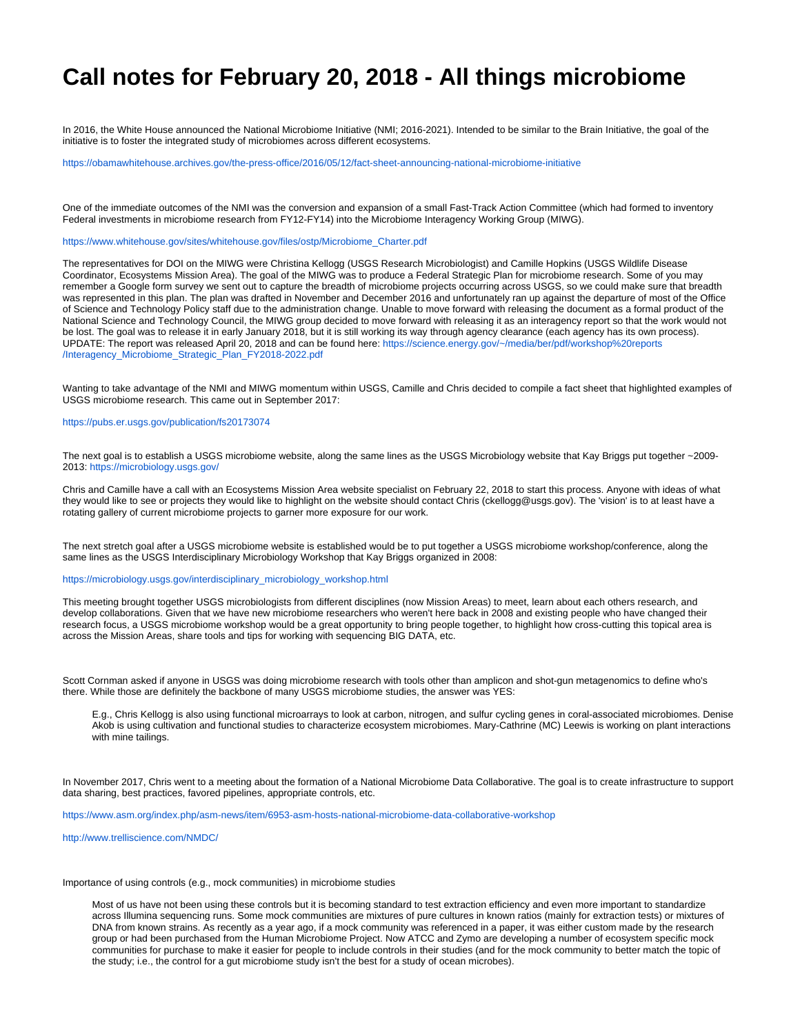# Call notes for February 20, 2018 - All things microbiome

In 2016, the White House announced the National Microbiome Initiative (NMI; 2016-2021). Intended to be similar to the Brain Initiative, the goal of the initiative is to foster the integrated study of microbiomes across different ecosystems.

https://obamawhitehouse.archives.gov/the-press-office/2016/05/12/fact-sheet-announcing-national-microbiome-initiative

One of the immediate outcomes of the NMI was the conversion and expansion of a small Fast-Track Action Committee (which had formed to inventory Federal investments in microbiome research from FY12-FY14) into the Microbiome Interagency Working Group (MIWG).

https://www.whitehouse.gov/sites/whitehouse.gov/files/ostp/Microbiome_Charter.pdf

The representatives for DOI on the MIWG were Christina Kellogg (USGS Research Microbiologist) and Camille Hopkins (USGS Wildlife Disease Coordinator, Ecosystems Mission Area). The goal of the MIWG was to produce a Federal Strategic Plan for microbiome research. Some of you may remember a Google form survey we sent out to capture the breadth of microbiome projects occurring across USGS, so we could make sure that breadth was represented in this plan. The plan was drafted in November and December 2016 and unfortunately ran up against the departure of most of the Office of Science and Technology Policy staff due to the administration change. Unable to move forward with releasing the document as a formal product of the National Science and Technology Council, the MIWG group decided to move forward with releasing it as an interagency report so that the work would not be lost. The goal was to release it in early January 2018, but it is still working its way through agency clearance (each agency has its own process). UPDATE: The report was released April 20, 2018 and can be found here: https://science.energy.gov/~/media/ber/pdf/workshop%20reports/Interagency_Microbiome_Strategic_Plan_FY2018-2022.pdf

Wanting to take advantage of the NMI and MIWG momentum within USGS, Camille and Chris decided to compile a fact sheet that highlighted examples of USGS microbiome research. This came out in September 2017:

https://pubs.er.usgs.gov/publication/fs20173074

The next goal is to establish a USGS microbiome website, along the same lines as the USGS Microbiology website that Kay Briggs put together ~2009-2013: https://microbiology.usgs.gov/

Chris and Camille have a call with an Ecosystems Mission Area website specialist on February 22, 2018 to start this process. Anyone with ideas of what they would like to see or projects they would like to highlight on the website should contact Chris (ckellogg@usgs.gov). The 'vision' is to at least have a rotating gallery of current microbiome projects to garner more exposure for our work.

The next stretch goal after a USGS microbiome website is established would be to put together a USGS microbiome workshop/conference, along the same lines as the USGS Interdisciplinary Microbiology Workshop that Kay Briggs organized in 2008:

https://microbiology.usgs.gov/interdisciplinary_microbiology_workshop.html

This meeting brought together USGS microbiologists from different disciplines (now Mission Areas) to meet, learn about each others research, and develop collaborations. Given that we have new microbiome researchers who weren't here back in 2008 and existing people who have changed their research focus, a USGS microbiome workshop would be a great opportunity to bring people together, to highlight how cross-cutting this topical area is across the Mission Areas, share tools and tips for working with sequencing BIG DATA, etc.

Scott Cornman asked if anyone in USGS was doing microbiome research with tools other than amplicon and shot-gun metagenomics to define who's there. While those are definitely the backbone of many USGS microbiome studies, the answer was YES:

> E.g., Chris Kellogg is also using functional microarrays to look at carbon, nitrogen, and sulfur cycling genes in coral-associated microbiomes. Denise Akob is using cultivation and functional studies to characterize ecosystem microbiomes. Mary-Cathrine (MC) Leewis is working on plant interactions with mine tailings.

In November 2017, Chris went to a meeting about the formation of a National Microbiome Data Collaborative. The goal is to create infrastructure to support data sharing, best practices, favored pipelines, appropriate controls, etc.

https://www.asm.org/index.php/asm-news/item/6953-asm-hosts-national-microbiome-data-collaborative-workshop

http://www.trelliscience.com/NMDC/

Importance of using controls (e.g., mock communities) in microbiome studies

> Most of us have not been using these controls but it is becoming standard to test extraction efficiency and even more important to standardize across Illumina sequencing runs. Some mock communities are mixtures of pure cultures in known ratios (mainly for extraction tests) or mixtures of DNA from known strains. As recently as a year ago, if a mock community was referenced in a paper, it was either custom made by the research group or had been purchased from the Human Microbiome Project. Now ATCC and Zymo are developing a number of ecosystem specific mock communities for purchase to make it easier for people to include controls in their studies (and for the mock community to better match the topic of the study; i.e., the control for a gut microbiome study isn't the best for a study of ocean microbes).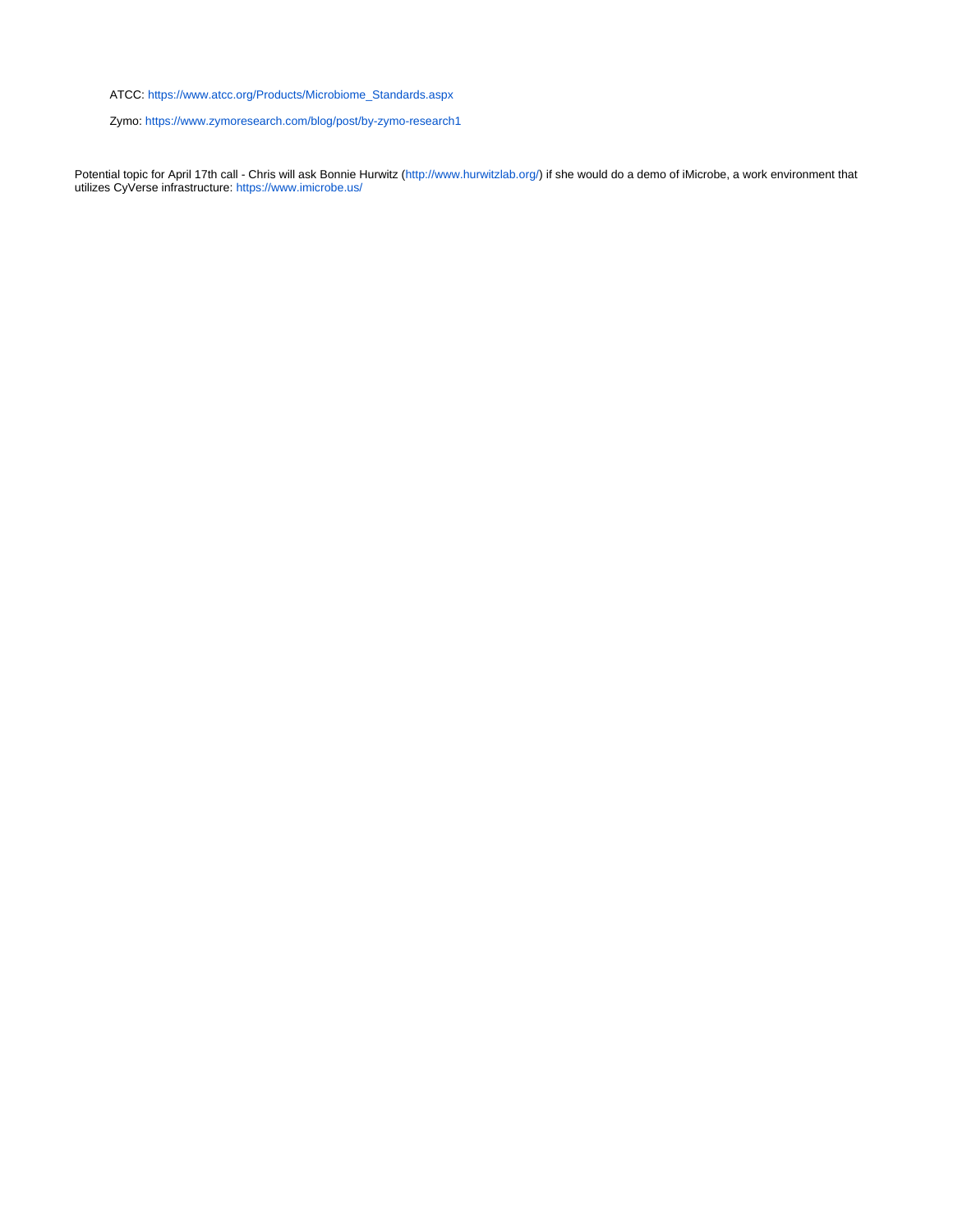ATCC: https://www.atcc.org/Products/Microbiome_Standards.aspx

Zymo: https://www.zymoresearch.com/blog/post/by-zymo-research1

Potential topic for April 17th call - Chris will ask Bonnie Hurwitz (http://www.hurwitzlab.org/) if she would do a demo of iMicrobe, a work environment that utilizes CyVerse infrastructure: https://www.imicrobe.us/